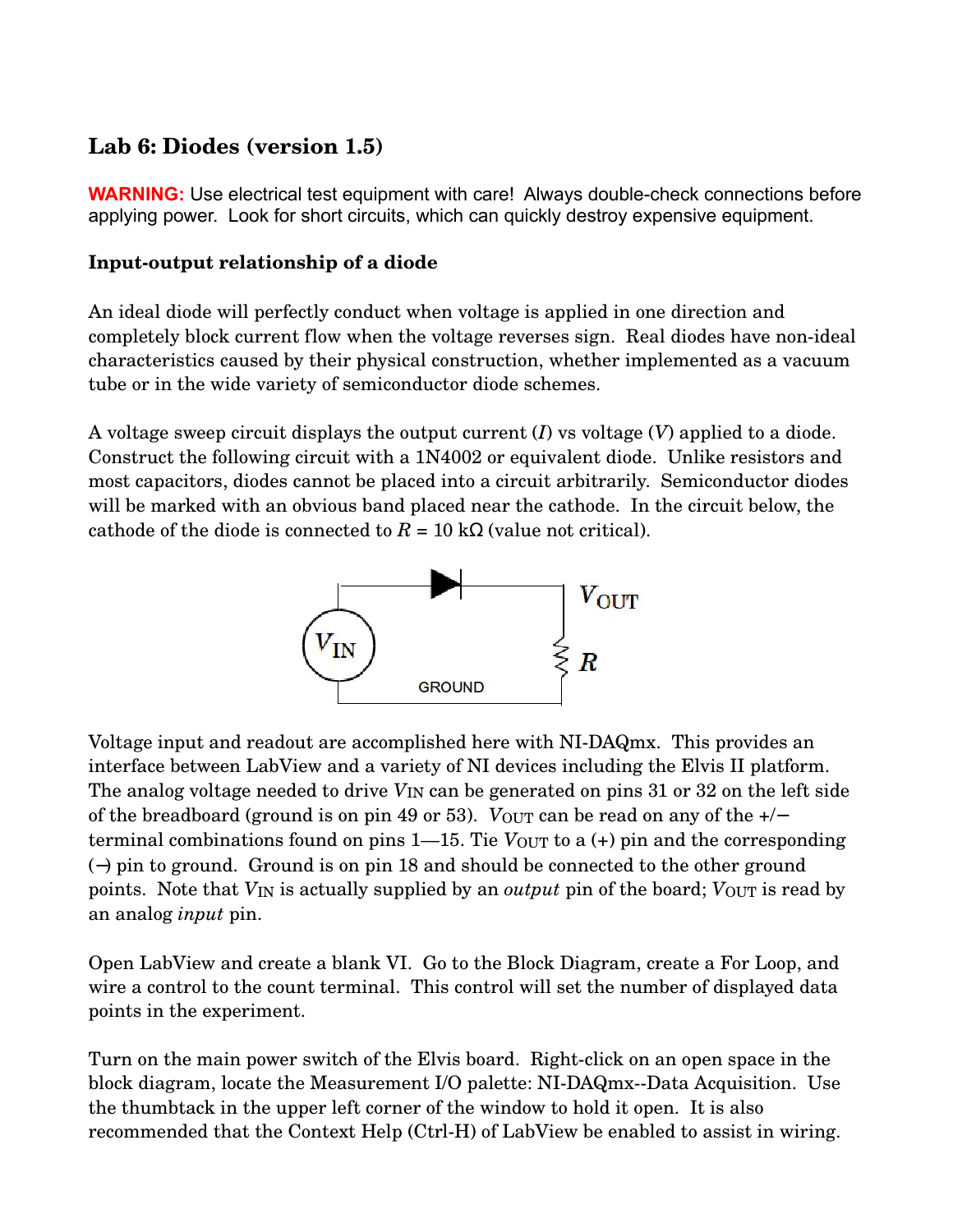# Lab 6: Diodes (version 1.5)

**WARNING:** Use electrical test equipment with care! Always double-check connections before applying power. Look for short circuits, which can quickly destroy expensive equipment.

### Input-output relationship of a diode

An ideal diode will perfectly conduct when voltage is applied in one direction and completely block current flow when the voltage reverses sign. Real diodes have non-ideal characteristics caused by their physical construction, whether implemented as a vacuum tube or in the wide variety of semiconductor diode schemes.

A voltage sweep circuit displays the output current ($I$) vs voltage ($V$) applied to a diode. Construct the following circuit with a 1N4002 or equivalent diode. Unlike resistors and most capacitors, diodes cannot be placed into a circuit arbitrarily. Semiconductor diodes will be marked with an obvious band placed near the cathode. In the circuit below, the cathode of the diode is connected to $R$ = 10 kΩ (value not critical).

$V_{OUT}$

$V_{IN}$

$R$

GROUND

Voltage input and readout are accomplished here with NI-DAQmx. This provides an interface between LabView and a variety of NI devices including the Elvis II platform. The analog voltage needed to drive $V_{IN}$ can be generated on pins 31 or 32 on the left side of the breadboard (ground is on pin 49 or 53). $V_{OUT}$ can be read on any of the +/− terminal combinations found on pins 1—15. Tie $V_{OUT}$ to a (+) pin and the corresponding (−) pin to ground. Ground is on pin 18 and should be connected to the other ground points. Note that $V_{IN}$ is actually supplied by an *output* pin of the board; $V_{OUT}$ is read by an analog *input* pin.

Open LabView and create a blank VI. Go to the Block Diagram, create a For Loop, and wire a control to the count terminal. This control will set the number of displayed data points in the experiment.

Turn on the main power switch of the Elvis board. Right-click on an open space in the block diagram, locate the Measurement I/O palette: NI-DAQmx--Data Acquisition. Use the thumbtack in the upper left corner of the window to hold it open. It is also recommended that the Context Help (Ctrl-H) of LabView be enabled to assist in wiring.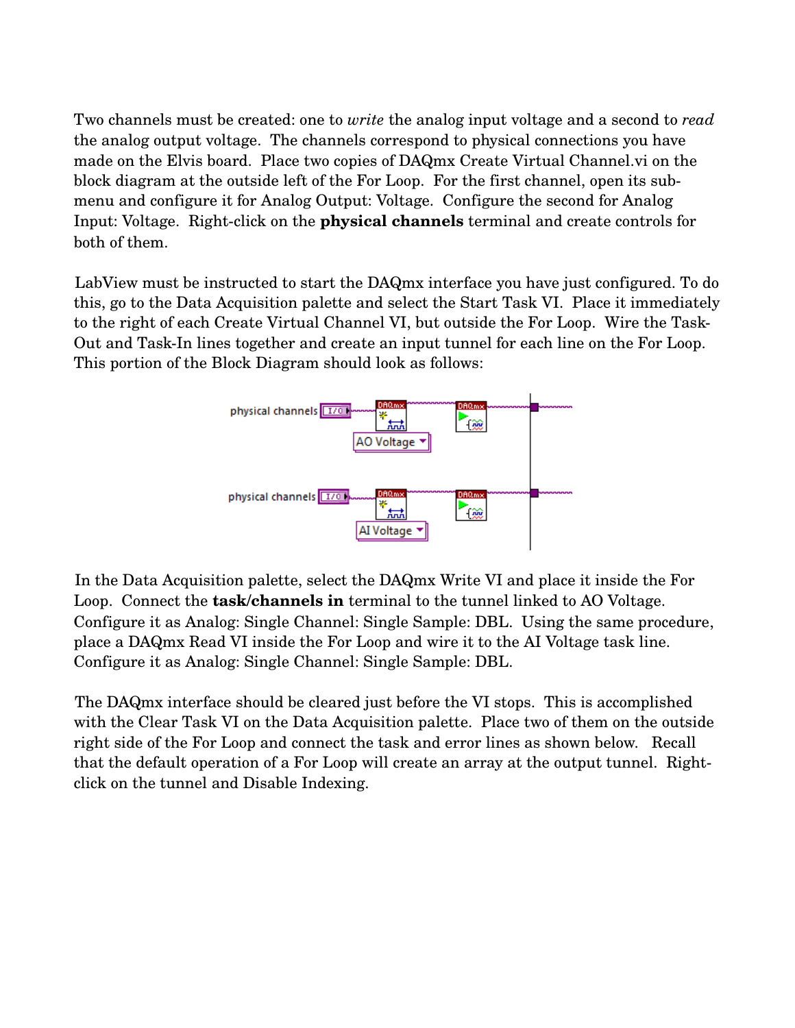Two channels must be created: one to *write* the analog input voltage and a second to *read* the analog output voltage. The channels correspond to physical connections you have made on the Elvis board. Place two copies of DAQmx Create Virtual Channel.vi on the block diagram at the outside left of the For Loop. For the first channel, open its sub-menu and configure it for Analog Output: Voltage. Configure the second for Analog Input: Voltage. Right-click on the **physical channels** terminal and create controls for both of them.

LabView must be instructed to start the DAQmx interface you have just configured. To do this, go to the Data Acquisition palette and select the Start Task VI. Place it immediately to the right of each Create Virtual Channel VI, but outside the For Loop. Wire the Task-Out and Task-In lines together and create an input tunnel for each line on the For Loop. This portion of the Block Diagram should look as follows:

physical channels
AO Voltage
physical channels
AI Voltage

In the Data Acquisition palette, select the DAQmx Write VI and place it inside the For Loop. Connect the **task/channels in** terminal to the tunnel linked to AO Voltage. Configure it as Analog: Single Channel: Single Sample: DBL. Using the same procedure, place a DAQmx Read VI inside the For Loop and wire it to the AI Voltage task line. Configure it as Analog: Single Channel: Single Sample: DBL.

The DAQmx interface should be cleared just before the VI stops. This is accomplished with the Clear Task VI on the Data Acquisition palette. Place two of them on the outside right side of the For Loop and connect the task and error lines as shown below. Recall that the default operation of a For Loop will create an array at the output tunnel. Right-click on the tunnel and Disable Indexing.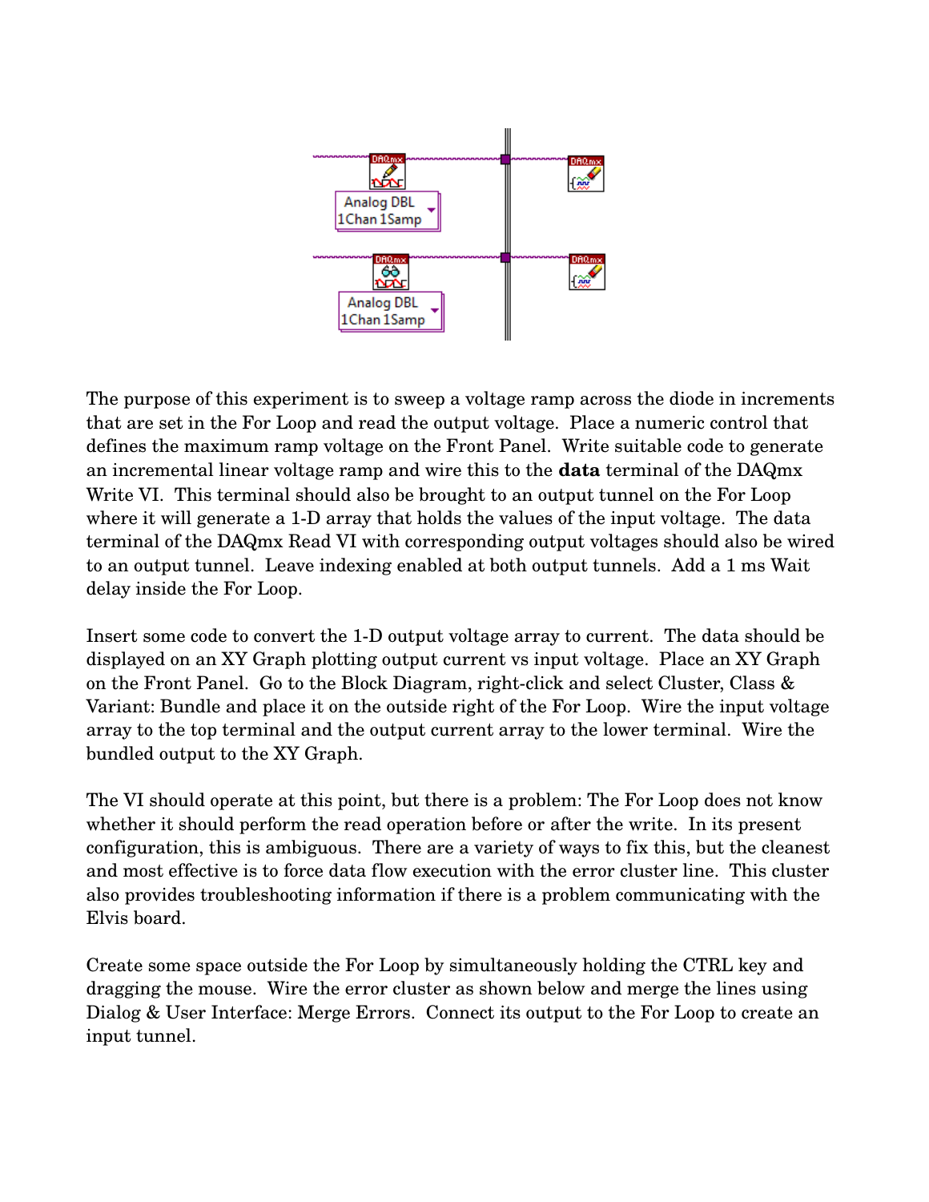Analog DBL
1Chan 1Samp

Analog DBL
1Chan 1Samp

The purpose of this experiment is to sweep a voltage ramp across the diode in increments that are set in the For Loop and read the output voltage. Place a numeric control that defines the maximum ramp voltage on the Front Panel. Write suitable code to generate an incremental linear voltage ramp and wire this to the **data** terminal of the DAQmx Write VI. This terminal should also be brought to an output tunnel on the For Loop where it will generate a 1-D array that holds the values of the input voltage. The data terminal of the DAQmx Read VI with corresponding output voltages should also be wired to an output tunnel. Leave indexing enabled at both output tunnels. Add a 1 ms Wait delay inside the For Loop.

Insert some code to convert the 1-D output voltage array to current. The data should be displayed on an XY Graph plotting output current vs input voltage. Place an XY Graph on the Front Panel. Go to the Block Diagram, right-click and select Cluster, Class & Variant: Bundle and place it on the outside right of the For Loop. Wire the input voltage array to the top terminal and the output current array to the lower terminal. Wire the bundled output to the XY Graph.

The VI should operate at this point, but there is a problem: The For Loop does not know whether it should perform the read operation before or after the write. In its present configuration, this is ambiguous. There are a variety of ways to fix this, but the cleanest and most effective is to force data flow execution with the error cluster line. This cluster also provides troubleshooting information if there is a problem communicating with the Elvis board.

Create some space outside the For Loop by simultaneously holding the CTRL key and dragging the mouse. Wire the error cluster as shown below and merge the lines using Dialog & User Interface: Merge Errors. Connect its output to the For Loop to create an input tunnel.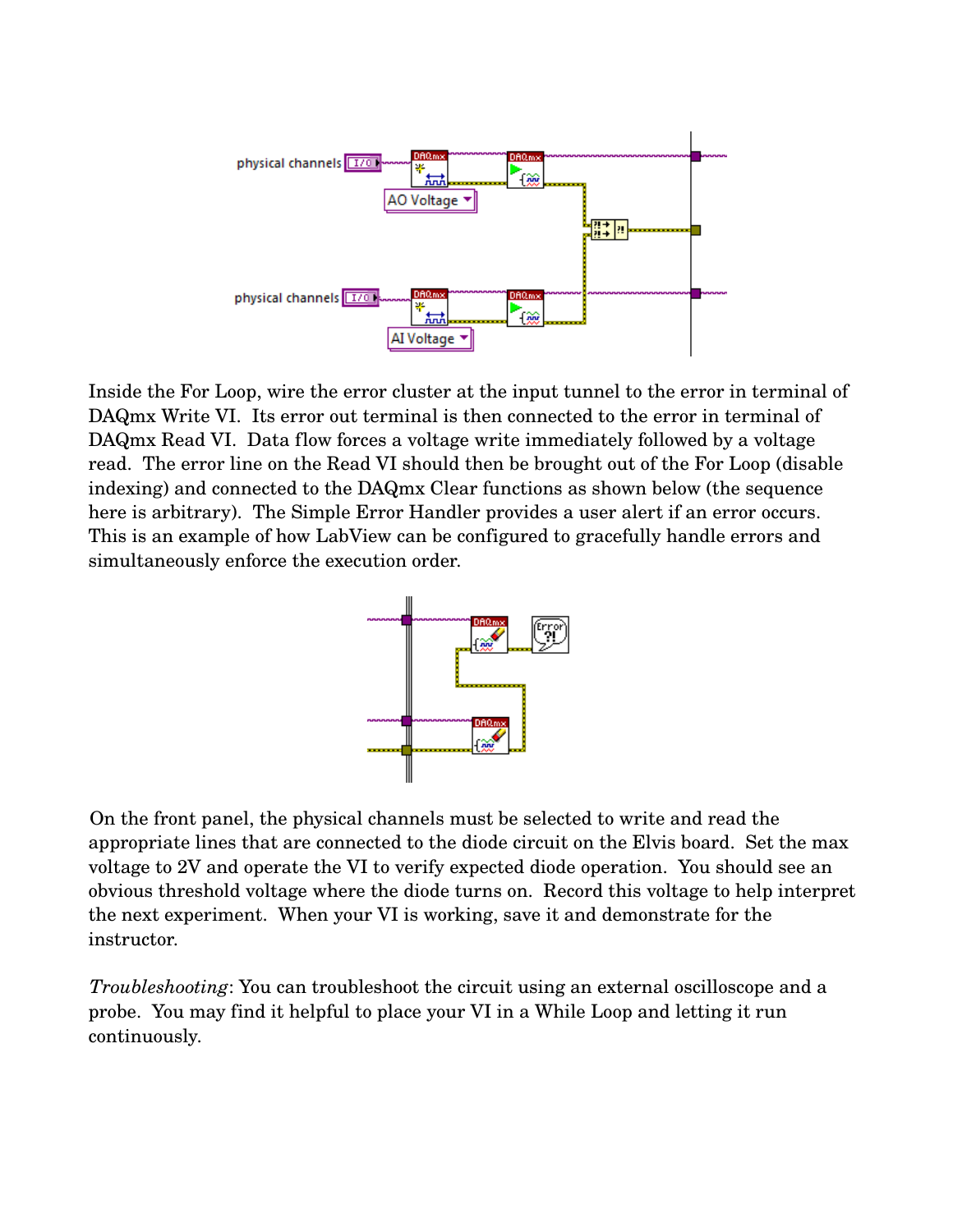physical channels

AO Voltage

physical channels

AI Voltage

Inside the For Loop, wire the error cluster at the input tunnel to the error in terminal of DAQmx Write VI. Its error out terminal is then connected to the error in terminal of DAQmx Read VI. Data flow forces a voltage write immediately followed by a voltage read. The error line on the Read VI should then be brought out of the For Loop (disable indexing) and connected to the DAQmx Clear functions as shown below (the sequence here is arbitrary). The Simple Error Handler provides a user alert if an error occurs. This is an example of how LabView can be configured to gracefully handle errors and simultaneously enforce the execution order.

On the front panel, the physical channels must be selected to write and read the appropriate lines that are connected to the diode circuit on the Elvis board. Set the max voltage to 2V and operate the VI to verify expected diode operation. You should see an obvious threshold voltage where the diode turns on. Record this voltage to help interpret the next experiment. When your VI is working, save it and demonstrate for the instructor.

*Troubleshooting*: You can troubleshoot the circuit using an external oscilloscope and a probe. You may find it helpful to place your VI in a While Loop and letting it run continuously.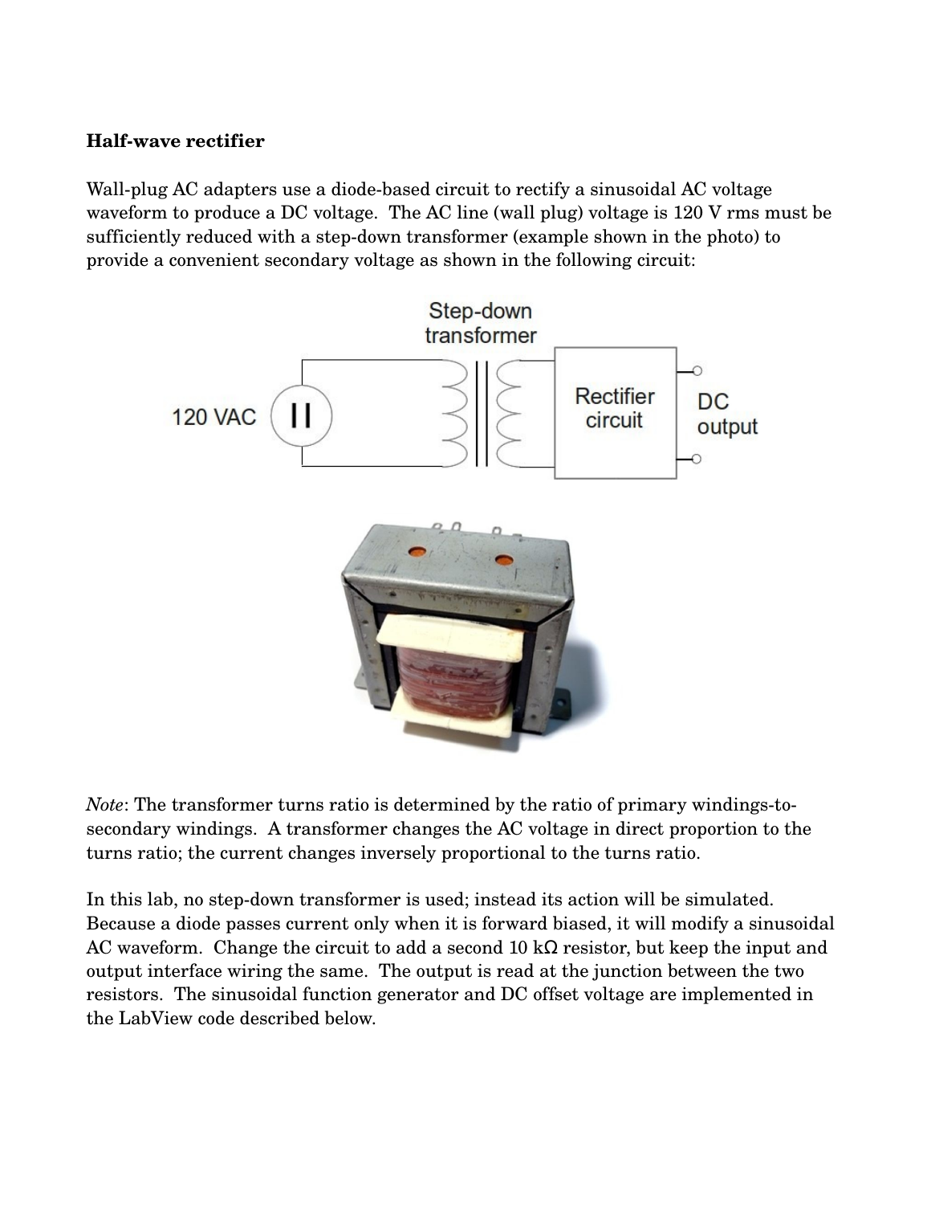**Half-wave rectifier**

Wall-plug AC adapters use a diode-based circuit to rectify a sinusoidal AC voltage waveform to produce a DC voltage. The AC line (wall plug) voltage is 120 V rms must be sufficiently reduced with a step-down transformer (example shown in the photo) to provide a convenient secondary voltage as shown in the following circuit:

Step-down transformer

120 VAC

Rectifier circuit

DC output

*Note*: The transformer turns ratio is determined by the ratio of primary windings-to-secondary windings. A transformer changes the AC voltage in direct proportion to the turns ratio; the current changes inversely proportional to the turns ratio.

In this lab, no step-down transformer is used; instead its action will be simulated. Because a diode passes current only when it is forward biased, it will modify a sinusoidal AC waveform. Change the circuit to add a second 10 kΩ resistor, but keep the input and output interface wiring the same. The output is read at the junction between the two resistors. The sinusoidal function generator and DC offset voltage are implemented in the LabView code described below.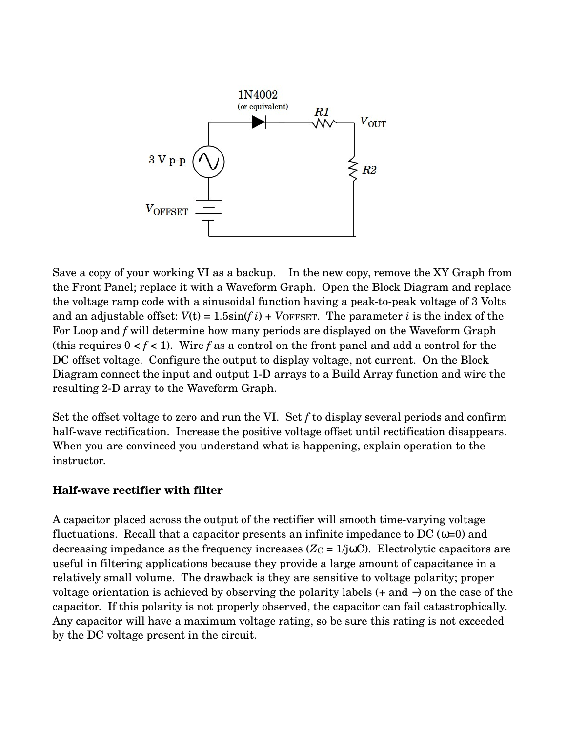1N4002
(or equivalent)
$R1$
$V_{OUT}$
3 V p-p
$R2$
$V_{OFFSET}$

Save a copy of your working VI as a backup. In the new copy, remove the XY Graph from the Front Panel; replace it with a Waveform Graph. Open the Block Diagram and replace the voltage ramp code with a sinusoidal function having a peak-to-peak voltage of 3 Volts and an adjustable offset: $V(t) = 1.5\sin(f\, i) + V_{OFFSET}$. The parameter $i$ is the index of the For Loop and $f$ will determine how many periods are displayed on the Waveform Graph (this requires $0 < f < 1$). Wire $f$ as a control on the front panel and add a control for the DC offset voltage. Configure the output to display voltage, not current. On the Block Diagram connect the input and output 1-D arrays to a Build Array function and wire the resulting 2-D array to the Waveform Graph.

Set the offset voltage to zero and run the VI. Set $f$ to display several periods and confirm half-wave rectification. Increase the positive voltage offset until rectification disappears. When you are convinced you understand what is happening, explain operation to the instructor.

**Half-wave rectifier with filter**

A capacitor placed across the output of the rectifier will smooth time-varying voltage fluctuations. Recall that a capacitor presents an infinite impedance to DC ($\omega$=0) and decreasing impedance as the frequency increases ($Z_C = 1/j\omega C$). Electrolytic capacitors are useful in filtering applications because they provide a large amount of capacitance in a relatively small volume. The drawback is they are sensitive to voltage polarity; proper voltage orientation is achieved by observing the polarity labels (+ and −) on the case of the capacitor. If this polarity is not properly observed, the capacitor can fail catastrophically. Any capacitor will have a maximum voltage rating, so be sure this rating is not exceeded by the DC voltage present in the circuit.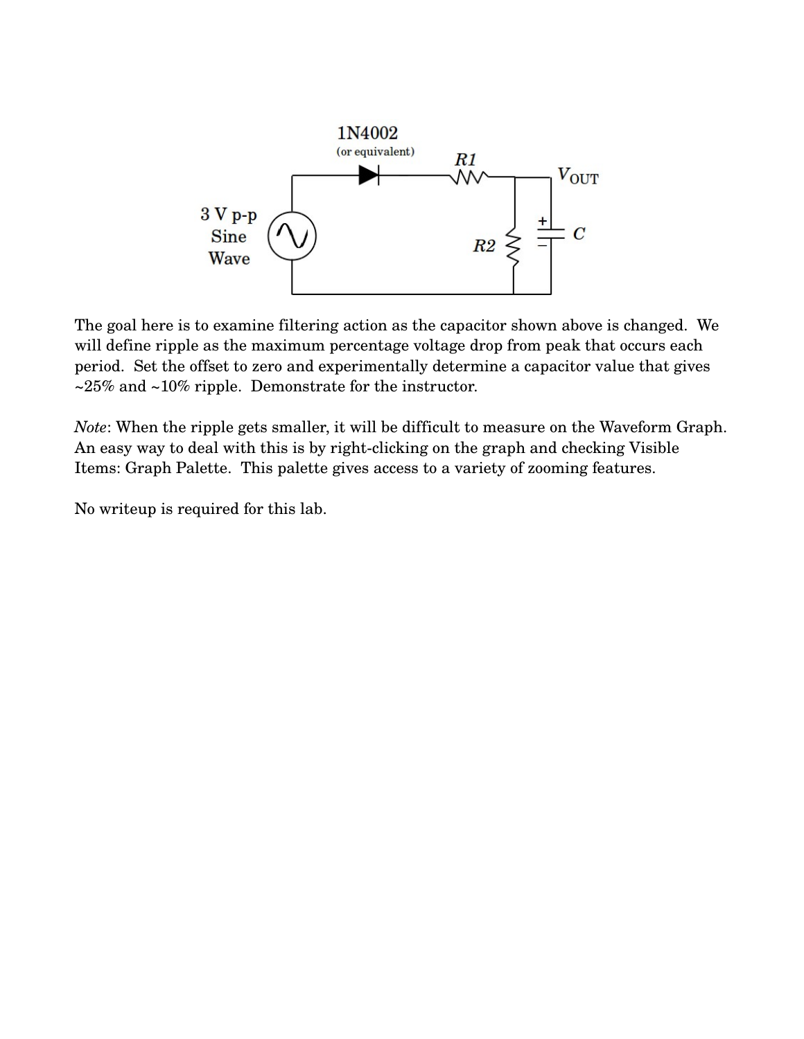1N4002
(or equivalent)

$R1$

$V_{OUT}$

3 V p-p
Sine
Wave

$R2$

$C$

The goal here is to examine filtering action as the capacitor shown above is changed. We will define ripple as the maximum percentage voltage drop from peak that occurs each period. Set the offset to zero and experimentally determine a capacitor value that gives ~25% and ~10% ripple. Demonstrate for the instructor.

*Note*: When the ripple gets smaller, it will be difficult to measure on the Waveform Graph. An easy way to deal with this is by right-clicking on the graph and checking Visible Items: Graph Palette. This palette gives access to a variety of zooming features.

No writeup is required for this lab.